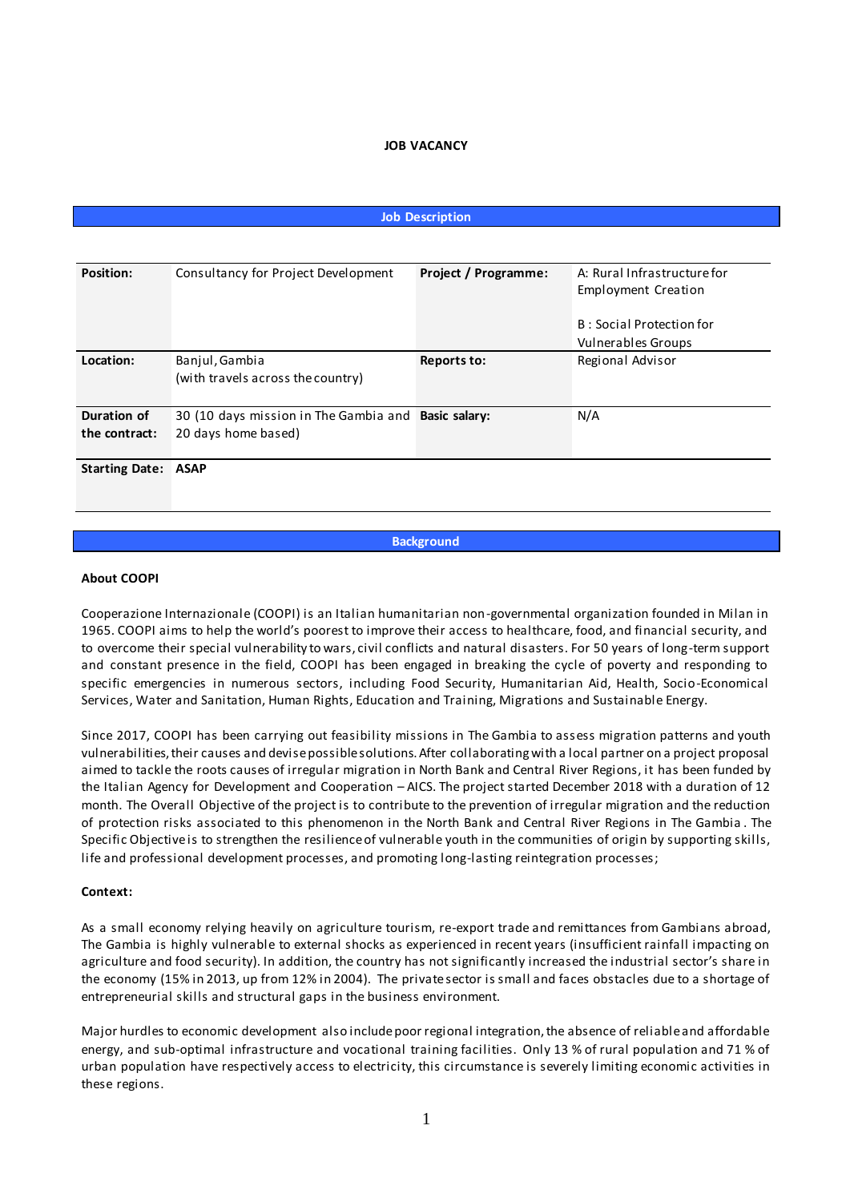# JOB VACANCY

## Job Description

| | | | |
|---|---|---|---|
| **Position:** | Consultancy for Project Development | **Project / Programme:** | A: Rural Infrastructure for Employment Creation<br><br>B : Social Protection for Vulnerables Groups |
| **Location:** | Banjul, Gambia<br>(with travels across the country) | **Reports to:** | Regional Advisor |
| **Duration of the contract:** | 30 (10 days mission in The Gambia and 20 days home based) | **Basic salary:** | N/A |
| **Starting Date:** | **ASAP** | | |

## Background

**About COOPI**

Cooperazione Internazionale (COOPI) is an Italian humanitarian non-governmental organization founded in Milan in 1965. COOPI aims to help the world's poorest to improve their access to healthcare, food, and financial security, and to overcome their special vulnerability to wars, civil conflicts and natural disasters. For 50 years of long-term support and constant presence in the field, COOPI has been engaged in breaking the cycle of poverty and responding to specific emergencies in numerous sectors, including Food Security, Humanitarian Aid, Health, Socio-Economical Services, Water and Sanitation, Human Rights, Education and Training, Migrations and Sustainable Energy.

Since 2017, COOPI has been carrying out feasibility missions in The Gambia to assess migration patterns and youth vulnerabilities, their causes and devise possible solutions. After collaborating with a local partner on a project proposal aimed to tackle the roots causes of irregular migration in North Bank and Central River Regions, it has been funded by the Italian Agency for Development and Cooperation – AICS. The project started December 2018 with a duration of 12 month. The Overall Objective of the project is to contribute to the prevention of irregular migration and the reduction of protection risks associated to this phenomenon in the North Bank and Central River Regions in The Gambia . The Specific Objective is to strengthen the resilience of vulnerable youth in the communities of origin by supporting skills, life and professional development processes, and promoting long-lasting reintegration processes;

**Context:**

As a small economy relying heavily on agriculture tourism, re-export trade and remittances from Gambians abroad, The Gambia is highly vulnerable to external shocks as experienced in recent years (insufficient rainfall impacting on agriculture and food security). In addition, the country has not significantly increased the industrial sector's share in the economy (15% in 2013, up from 12% in 2004). The private sector is small and faces obstacles due to a shortage of entrepreneurial skills and structural gaps in the business environment.

Major hurdles to economic development also include poor regional integration, the absence of reliable and affordable energy, and sub-optimal infrastructure and vocational training facilities. Only 13 % of rural population and 71 % of urban population have respectively access to electricity, this circumstance is severely limiting economic activities in these regions.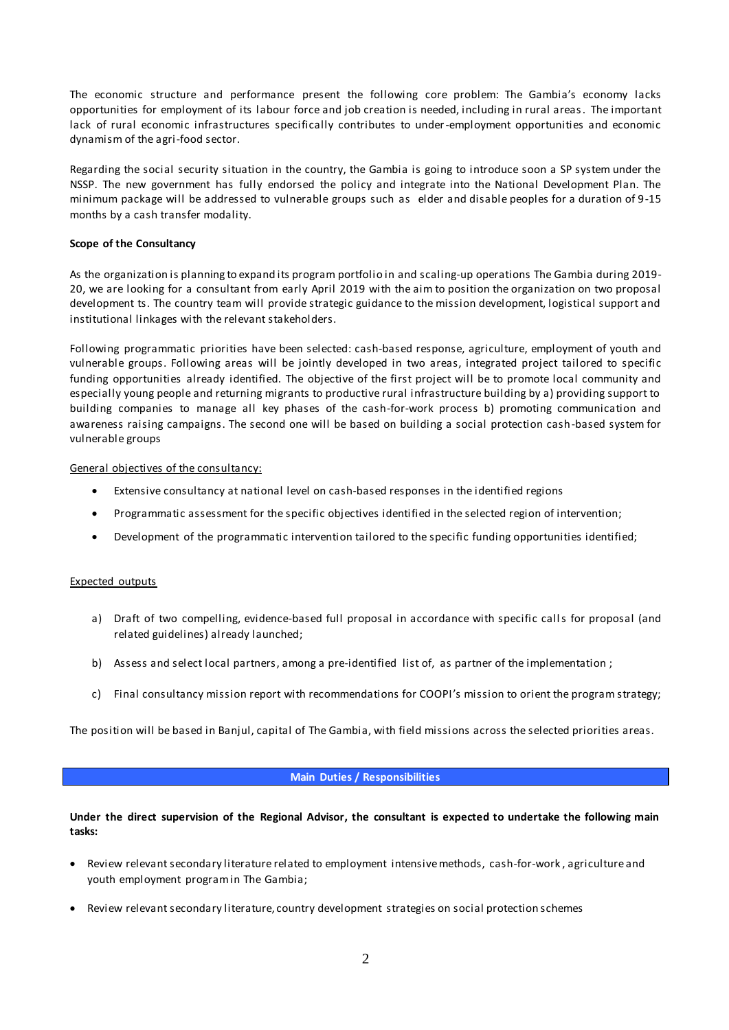The economic structure and performance present the following core problem: The Gambia's economy lacks opportunities for employment of its labour force and job creation is needed, including in rural areas. The important lack of rural economic infrastructures specifically contributes to under-employment opportunities and economic dynamism of the agri-food sector.

Regarding the social security situation in the country, the Gambia is going to introduce soon a SP system under the NSSP. The new government has fully endorsed the policy and integrate into the National Development Plan. The minimum package will be addressed to vulnerable groups such as elder and disable peoples for a duration of 9-15 months by a cash transfer modality.

**Scope of the Consultancy**

As the organization is planning to expand its program portfolio in and scaling-up operations The Gambia during 2019-20, we are looking for a consultant from early April 2019 with the aim to position the organization on two proposal development ts. The country team will provide strategic guidance to the mission development, logistical support and institutional linkages with the relevant stakeholders.

Following programmatic priorities have been selected: cash-based response, agriculture, employment of youth and vulnerable groups. Following areas will be jointly developed in two areas, integrated project tailored to specific funding opportunities already identified. The objective of the first project will be to promote local community and especially young people and returning migrants to productive rural infrastructure building by a) providing support to building companies to manage all key phases of the cash-for-work process b) promoting communication and awareness raising campaigns. The second one will be based on building a social protection cash-based system for vulnerable groups

General objectives of the consultancy:

- Extensive consultancy at national level on cash-based responses in the identified regions
- Programmatic assessment for the specific objectives identified in the selected region of intervention;
- Development of the programmatic intervention tailored to the specific funding opportunities identified;

Expected outputs

a) Draft of two compelling, evidence-based full proposal in accordance with specific calls for proposal (and related guidelines) already launched;

b) Assess and select local partners, among a pre-identified list of, as partner of the implementation ;

c) Final consultancy mission report with recommendations for COOPI's mission to orient the program strategy;

The position will be based in Banjul, capital of The Gambia, with field missions across the selected priorities areas.

## Main Duties / Responsibilities

**Under the direct supervision of the Regional Advisor, the consultant is expected to undertake the following main tasks:**

- Review relevant secondary literature related to employment intensive methods, cash-for-work, agriculture and youth employment program in The Gambia;
- Review relevant secondary literature, country development strategies on social protection schemes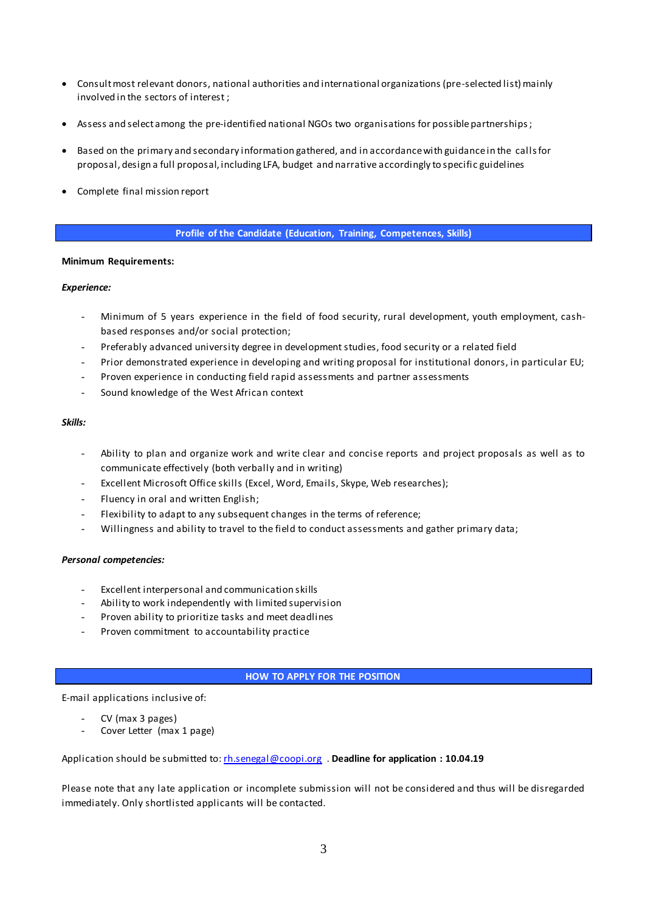- Consult most relevant donors, national authorities and international organizations (pre-selected list) mainly involved in the sectors of interest ;
- Assess and select among the pre-identified national NGOs two organisations for possible partnerships ;
- Based on the primary and secondary information gathered, and in accordance with guidance in the calls for proposal, design a full proposal, including LFA, budget and narrative accordingly to specific guidelines
- Complete final mission report

## Profile of the Candidate (Education, Training, Competences, Skills)

**Minimum Requirements:**

***Experience:***

- Minimum of 5 years experience in the field of food security, rural development, youth employment, cash-based responses and/or social protection;
- Preferably advanced university degree in development studies, food security or a related field
- Prior demonstrated experience in developing and writing proposal for institutional donors, in particular EU;
- Proven experience in conducting field rapid assessments and partner assessments
- Sound knowledge of the West African context

***Skills:***

- Ability to plan and organize work and write clear and concise reports and project proposals as well as to communicate effectively (both verbally and in writing)
- Excellent Microsoft Office skills (Excel, Word, Emails, Skype, Web researches);
- Fluency in oral and written English;
- Flexibility to adapt to any subsequent changes in the terms of reference;
- Willingness and ability to travel to the field to conduct assessments and gather primary data;

***Personal competencies:***

- Excellent interpersonal and communication skills
- Ability to work independently with limited supervision
- Proven ability to prioritize tasks and meet deadlines
- Proven commitment to accountability practice

## HOW TO APPLY FOR THE POSITION

E-mail applications inclusive of:

- CV (max 3 pages)
- Cover Letter (max 1 page)

Application should be submitted to: rh.senegal@coopi.org . **Deadline for application : 10.04.19**

Please note that any late application or incomplete submission will not be considered and thus will be disregarded immediately. Only shortlisted applicants will be contacted.